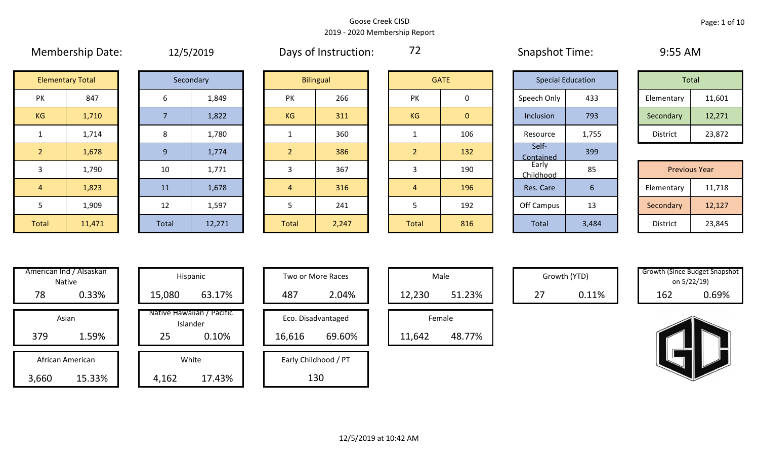Goose Creek CISD
2019 - 2020 Membership Report

Membership Date: 12/5/2019

Days of Instruction: 72

Snapshot Time: 9:55 AM

| Elementary Total | |
|---|---|
| PK | 847 |
| KG | 1,710 |
| 1 | 1,714 |
| 2 | 1,678 |
| 3 | 1,790 |
| 4 | 1,823 |
| 5 | 1,909 |
| Total | 11,471 |

| Secondary | |
|---|---|
| 6 | 1,849 |
| 7 | 1,822 |
| 8 | 1,780 |
| 9 | 1,774 |
| 10 | 1,771 |
| 11 | 1,678 |
| 12 | 1,597 |
| Total | 12,271 |

| Bilingual | |
|---|---|
| PK | 266 |
| KG | 311 |
| 1 | 360 |
| 2 | 386 |
| 3 | 367 |
| 4 | 316 |
| 5 | 241 |
| Total | 2,247 |

| GATE | |
|---|---|
| PK | 0 |
| KG | 0 |
| 1 | 106 |
| 2 | 132 |
| 3 | 190 |
| 4 | 196 |
| 5 | 192 |
| Total | 816 |

| Special Education | |
|---|---|
| Speech Only | 433 |
| Inclusion | 793 |
| Resource | 1,755 |
| Self-Contained | 399 |
| Early Childhood | 85 |
| Res. Care | 6 |
| Off Campus | 13 |
| Total | 3,484 |

| Total | |
|---|---|
| Elementary | 11,601 |
| Secondary | 12,271 |
| District | 23,872 |

| Previous Year | |
|---|---|
| Elementary | 11,718 |
| Secondary | 12,127 |
| District | 23,845 |

| Category | Count | Percent |
|---|---|---|
| American Ind / Alsaskan Native | 78 | 0.33% |
| Asian | 379 | 1.59% |
| African American | 3,660 | 15.33% |
| Hispanic | 15,080 | 63.17% |
| Native Hawaiian / Pacific Islander | 25 | 0.10% |
| White | 4,162 | 17.43% |
| Two or More Races | 487 | 2.04% |
| Eco. Disadvantaged | 16,616 | 69.60% |
| Early Childhood / PT | 130 | |
| Male | 12,230 | 51.23% |
| Female | 11,642 | 48.77% |
| Growth (YTD) | 27 | 0.11% |
| Growth (Since Budget Snapshot on 5/22/19) | 162 | 0.69% |

12/5/2019 at 10:42 AM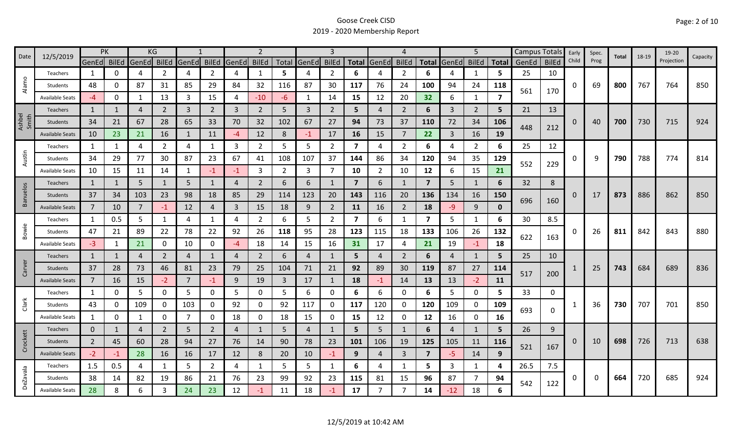# Goose Creek CISD

## 2019 - 2020 Membership Report

| Date | 12/5/2019 | PK | | KG | | 1 | | 2 | | | 3 | | | 4 | | | 5 | | | Campus Totals | | Early Child | Spec. Prog | Total | 18-19 | 19-20 Projection | Capacity |
|---|---|---|---|---|---|---|---|---|---|---|---|---|---|---|---|---|---|---|---|---|---|---|---|---|---|---|---|
| | | GenEd | BilEd | GenEd | BilEd | GenEd | BilEd | GenEd | BilEd | Total | GenEd | BilEd | Total | GenEd | BilEd | Total | GenEd | BilEd | Total | GenEd | BilEd | | | | | | |
| Alamo | Teachers | 1 | 0 | 4 | 2 | 4 | 2 | 4 | 1 | 5 | 4 | 2 | 6 | 4 | 2 | 6 | 4 | 1 | 5 | 25 | 10 | 0 | 69 | 800 | 767 | 764 | 850 |
| | Students | 48 | 0 | 87 | 31 | 85 | 29 | 84 | 32 | 116 | 87 | 30 | 117 | 76 | 24 | 100 | 94 | 24 | 118 | 561 | 170 | | | | | | |
| | Available Seats | -4 | 0 | 1 | 13 | 3 | 15 | 4 | -10 | -6 | 1 | 14 | 15 | 12 | 20 | 32 | 6 | 1 | 7 | | | | | | | | |
| Ashbel Smith | Teachers | 1 | 1 | 4 | 2 | 3 | 2 | 3 | 2 | 5 | 3 | 2 | 5 | 4 | 2 | 6 | 3 | 2 | 5 | 21 | 13 | 0 | 40 | 700 | 730 | 715 | 924 |
| | Students | 34 | 21 | 67 | 28 | 65 | 33 | 70 | 32 | 102 | 67 | 27 | 94 | 73 | 37 | 110 | 72 | 34 | 106 | 448 | 212 | | | | | | |
| | Available Seats | 10 | 23 | 21 | 16 | 1 | 11 | -4 | 12 | 8 | -1 | 17 | 16 | 15 | 7 | 22 | 3 | 16 | 19 | | | | | | | | |
| Austin | Teachers | 1 | 1 | 4 | 2 | 4 | 1 | 3 | 2 | 5 | 5 | 2 | 7 | 4 | 2 | 6 | 4 | 2 | 6 | 25 | 12 | 0 | 9 | 790 | 788 | 774 | 814 |
| | Students | 34 | 29 | 77 | 30 | 87 | 23 | 67 | 41 | 108 | 107 | 37 | 144 | 86 | 34 | 120 | 94 | 35 | 129 | 552 | 229 | | | | | | |
| | Available Seats | 10 | 15 | 11 | 14 | 1 | -1 | -1 | 3 | 2 | 3 | 7 | 10 | 2 | 10 | 12 | 6 | 15 | 21 | | | | | | | | |
| Banuelos | Teachers | 1 | 1 | 5 | 1 | 5 | 1 | 4 | 2 | 6 | 6 | 1 | 7 | 6 | 1 | 7 | 5 | 1 | 6 | 32 | 8 | 0 | 17 | 873 | 886 | 862 | 850 |
| | Students | 37 | 34 | 103 | 23 | 98 | 18 | 85 | 29 | 114 | 123 | 20 | 143 | 116 | 20 | 136 | 134 | 16 | 150 | 696 | 160 | | | | | | |
| | Available Seats | 7 | 10 | 7 | -1 | 12 | 4 | 3 | 15 | 18 | 9 | 2 | 11 | 16 | 2 | 18 | -9 | 9 | 0 | | | | | | | | |
| Bowie | Teachers | 1 | 0.5 | 5 | 1 | 4 | 1 | 4 | 2 | 6 | 5 | 2 | 7 | 6 | 1 | 7 | 5 | 1 | 6 | 30 | 8.5 | 0 | 26 | 811 | 842 | 843 | 880 |
| | Students | 47 | 21 | 89 | 22 | 78 | 22 | 92 | 26 | 118 | 95 | 28 | 123 | 115 | 18 | 133 | 106 | 26 | 132 | 622 | 163 | | | | | | |
| | Available Seats | -3 | 1 | 21 | 0 | 10 | 0 | -4 | 18 | 14 | 15 | 16 | 31 | 17 | 4 | 21 | 19 | -1 | 18 | | | | | | | | |
| Carver | Teachers | 1 | 1 | 4 | 2 | 4 | 1 | 4 | 2 | 6 | 4 | 1 | 5 | 4 | 2 | 6 | 4 | 1 | 5 | 25 | 10 | 1 | 25 | 743 | 684 | 689 | 836 |
| | Students | 37 | 28 | 73 | 46 | 81 | 23 | 79 | 25 | 104 | 71 | 21 | 92 | 89 | 30 | 119 | 87 | 27 | 114 | 517 | 200 | | | | | | |
| | Available Seats | 7 | 16 | 15 | -2 | 7 | -1 | 9 | 19 | 3 | 17 | 1 | 18 | -1 | 14 | 13 | 13 | -2 | 11 | | | | | | | | |
| Clark | Teachers | 1 | 0 | 5 | 0 | 5 | 0 | 5 | 0 | 5 | 6 | 0 | 6 | 6 | 0 | 6 | 5 | 0 | 5 | 33 | 0 | 1 | 36 | 730 | 707 | 701 | 850 |
| | Students | 43 | 0 | 109 | 0 | 103 | 0 | 92 | 0 | 92 | 117 | 0 | 117 | 120 | 0 | 120 | 109 | 0 | 109 | 693 | 0 | | | | | | |
| | Available Seats | 1 | 0 | 1 | 0 | 7 | 0 | 18 | 0 | 18 | 15 | 0 | 15 | 12 | 0 | 12 | 16 | 0 | 16 | | | | | | | | |
| Crockett | Teachers | 0 | 1 | 4 | 2 | 5 | 2 | 4 | 1 | 5 | 4 | 1 | 5 | 5 | 1 | 6 | 4 | 1 | 5 | 26 | 9 | 0 | 10 | 698 | 726 | 713 | 638 |
| | Students | 2 | 45 | 60 | 28 | 94 | 27 | 76 | 14 | 90 | 78 | 23 | 101 | 106 | 19 | 125 | 105 | 11 | 116 | 521 | 167 | | | | | | |
| | Available Seats | -2 | -1 | 28 | 16 | 16 | 17 | 12 | 8 | 20 | 10 | -1 | 9 | 4 | 3 | 7 | -5 | 14 | 9 | | | | | | | | |
| DeZavala | Teachers | 1.5 | 0.5 | 4 | 1 | 5 | 2 | 4 | 1 | 5 | 5 | 1 | 6 | 4 | 1 | 5 | 3 | 1 | 4 | 26.5 | 7.5 | 0 | 0 | 664 | 720 | 685 | 924 |
| | Students | 38 | 14 | 82 | 19 | 86 | 21 | 76 | 23 | 99 | 92 | 23 | 115 | 81 | 15 | 96 | 87 | 7 | 94 | 542 | 122 | | | | | | |
| | Available Seats | 28 | 8 | 6 | 3 | 24 | 23 | 12 | -1 | 11 | 18 | -1 | 17 | 7 | 7 | 14 | -12 | 18 | 6 | | | | | | | | |

12/5/2019 at 10:42 AM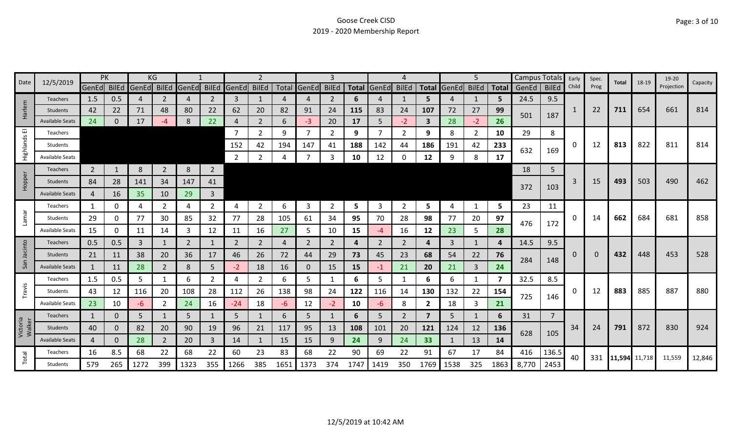Goose Creek CISD
2019 - 2020 Membership Report

| Date | 12/5/2019 | PK | | KG | | 1 | | 2 | | | 3 | | | 4 | | | 5 | | | Campus Totals | | Early Child | Spec. Prog | Total | 18-19 | 19-20 Projection | Capacity |
|---|---|---|---|---|---|---|---|---|---|---|---|---|---|---|---|---|---|---|---|---|---|---|---|---|---|---|---|
| | | GenEd | BilEd | GenEd | BilEd | GenEd | BilEd | GenEd | BilEd | Total | GenEd | BilEd | Total | GenEd | BilEd | Total | GenEd | BilEd | Total | GenEd | BilEd | | | | | | |
| Harlem | Teachers | 1.5 | 0.5 | 4 | 2 | 4 | 2 | 3 | 1 | 4 | 4 | 2 | **6** | 4 | 1 | **5** | 4 | 1 | **5** | 24.5 | 9.5 | 1 | 22 | **711** | 654 | 661 | 814 |
| | Students | 42 | 22 | 71 | 48 | 80 | 22 | 62 | 20 | 82 | 91 | 24 | **115** | 83 | 24 | **107** | 72 | 27 | **99** | 501 | 187 | | | | | | |
| | Available Seats | 24 | 0 | 17 | -4 | 8 | 22 | 4 | 2 | 6 | -3 | 20 | **17** | 5 | -2 | **3** | 28 | -2 | **26** | | | | | | | | |
| Highlands El | Teachers | | | | | | | 7 | 2 | 9 | 7 | 2 | **9** | 7 | 2 | **9** | 8 | 2 | **10** | 29 | 8 | 0 | 12 | **813** | 822 | 811 | 814 |
| | Students | | | | | | | 152 | 42 | 194 | 147 | 41 | **188** | 142 | 44 | **186** | 191 | 42 | **233** | 632 | 169 | | | | | | |
| | Available Seats | | | | | | | 2 | 2 | 4 | 7 | 3 | **10** | 12 | 0 | **12** | 9 | 8 | **17** | | | | | | | | |
| Hopper | Teachers | 2 | 1 | 8 | 2 | 8 | 2 | | | | | | | | | | | | | 18 | 5 | 3 | 15 | **493** | 503 | 490 | 462 |
| | Students | 84 | 28 | 141 | 34 | 147 | 41 | | | | | | | | | | | | | 372 | 103 | | | | | | |
| | Available Seats | 4 | 16 | 35 | 10 | 29 | 3 | | | | | | | | | | | | | | | | | | | | |
| Lamar | Teachers | 1 | 0 | 4 | 2 | 4 | 2 | 4 | 2 | 6 | 3 | 2 | **5** | 3 | 2 | **5** | 4 | 1 | **5** | 23 | 11 | 0 | 14 | **662** | 684 | 681 | 858 |
| | Students | 29 | 0 | 77 | 30 | 85 | 32 | 77 | 28 | 105 | 61 | 34 | **95** | 70 | 28 | **98** | 77 | 20 | **97** | 476 | 172 | | | | | | |
| | Available Seats | 15 | 0 | 11 | 14 | 3 | 12 | 11 | 16 | 27 | 5 | 10 | **15** | -4 | 16 | **12** | 23 | 5 | **28** | | | | | | | | |
| San Jacinto | Teachers | 0.5 | 0.5 | 3 | 1 | 2 | 1 | 2 | 2 | 4 | 2 | 2 | **4** | 2 | 2 | **4** | 3 | 1 | **4** | 14.5 | 9.5 | 0 | 0 | **432** | 448 | 453 | 528 |
| | Students | 21 | 11 | 38 | 20 | 36 | 17 | 46 | 26 | 72 | 44 | 29 | **73** | 45 | 23 | **68** | 54 | 22 | **76** | 284 | 148 | | | | | | |
| | Available Seats | 1 | 11 | 28 | 2 | 8 | 5 | -2 | 18 | 16 | 0 | 15 | **15** | -1 | 21 | **20** | 21 | 3 | **24** | | | | | | | | |
| Travis | Teachers | 1.5 | 0.5 | 5 | 1 | 6 | 2 | 4 | 2 | 6 | 5 | 1 | **6** | 5 | 1 | **6** | 6 | 1 | **7** | 32.5 | 8.5 | 0 | 12 | **883** | 885 | 887 | 880 |
| | Students | 43 | 12 | 116 | 20 | 108 | 28 | 112 | 26 | 138 | 98 | 24 | **122** | 116 | 14 | **130** | 132 | 22 | **154** | 725 | 146 | | | | | | |
| | Available Seats | 23 | 10 | -6 | 2 | 24 | 16 | -24 | 18 | -6 | 12 | -2 | **10** | -6 | 8 | **2** | 18 | 3 | **21** | | | | | | | | |
| Victoria Walker | Teachers | 1 | 0 | 5 | 1 | 5 | 1 | 5 | 1 | 6 | 5 | 1 | **6** | 5 | 2 | **7** | 5 | 1 | **6** | 31 | 7 | 34 | 24 | **791** | 872 | 830 | 924 |
| | Students | 40 | 0 | 82 | 20 | 90 | 19 | 96 | 21 | 117 | 95 | 13 | **108** | 101 | 20 | **121** | 124 | 12 | **136** | 628 | 105 | | | | | | |
| | Available Seats | 4 | 0 | 28 | 2 | 20 | 3 | 14 | 1 | 15 | 15 | 9 | **24** | 9 | 24 | **33** | 1 | 13 | **14** | | | | | | | | |
| Total | Teachers | 16 | 8.5 | 68 | 22 | 68 | 22 | 60 | 23 | 83 | 68 | 22 | 90 | 69 | 22 | 91 | 67 | 17 | 84 | 416 | 136.5 | 40 | 331 | **11,594** | 11,718 | 11,559 | 12,846 |
| | Students | 579 | 265 | 1272 | 399 | 1323 | 355 | 1266 | 385 | 1651 | 1373 | 374 | 1747 | 1419 | 350 | 1769 | 1538 | 325 | 1863 | 8,770 | 2453 | | | | | | |

12/5/2019 at 10:42 AM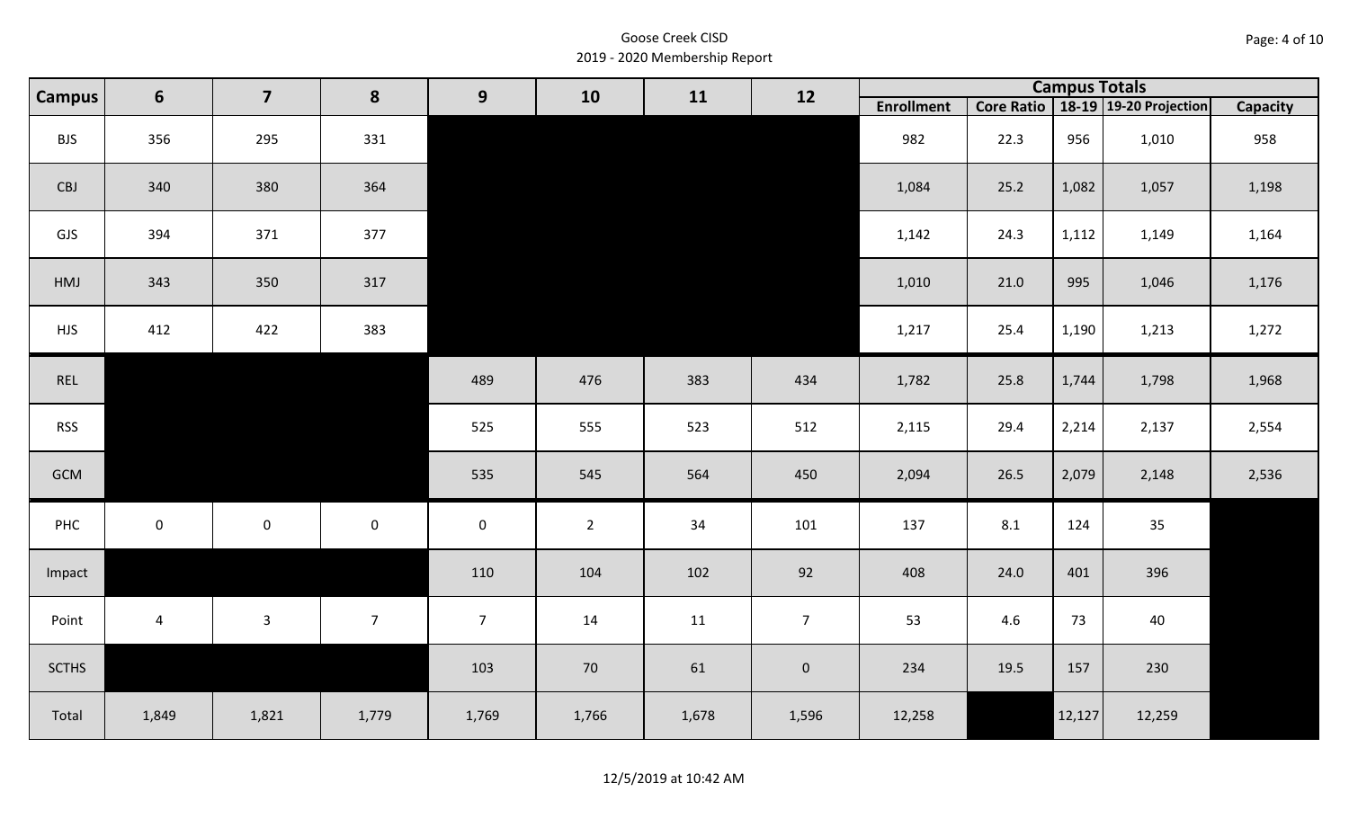Goose Creek CISD
2019 - 2020 Membership Report

| Campus | 6 | 7 | 8 | 9 | 10 | 11 | 12 | Campus Totals | | | | |
|---|---|---|---|---|---|---|---|---|---|---|---|---|
| | | | | | | | | Enrollment | Core Ratio | 18-19 | 19-20 Projection | Capacity |
| BJS | 356 | 295 | 331 | | | | | 982 | 22.3 | 956 | 1,010 | 958 |
| CBJ | 340 | 380 | 364 | | | | | 1,084 | 25.2 | 1,082 | 1,057 | 1,198 |
| GJS | 394 | 371 | 377 | | | | | 1,142 | 24.3 | 1,112 | 1,149 | 1,164 |
| HMJ | 343 | 350 | 317 | | | | | 1,010 | 21.0 | 995 | 1,046 | 1,176 |
| HJS | 412 | 422 | 383 | | | | | 1,217 | 25.4 | 1,190 | 1,213 | 1,272 |
| REL | | | | 489 | 476 | 383 | 434 | 1,782 | 25.8 | 1,744 | 1,798 | 1,968 |
| RSS | | | | 525 | 555 | 523 | 512 | 2,115 | 29.4 | 2,214 | 2,137 | 2,554 |
| GCM | | | | 535 | 545 | 564 | 450 | 2,094 | 26.5 | 2,079 | 2,148 | 2,536 |
| PHC | 0 | 0 | 0 | 0 | 2 | 34 | 101 | 137 | 8.1 | 124 | 35 | |
| Impact | | | | 110 | 104 | 102 | 92 | 408 | 24.0 | 401 | 396 | |
| Point | 4 | 3 | 7 | 7 | 14 | 11 | 7 | 53 | 4.6 | 73 | 40 | |
| SCTHS | | | | 103 | 70 | 61 | 0 | 234 | 19.5 | 157 | 230 | |
| Total | 1,849 | 1,821 | 1,779 | 1,769 | 1,766 | 1,678 | 1,596 | 12,258 | | 12,127 | 12,259 | |

12/5/2019 at 10:42 AM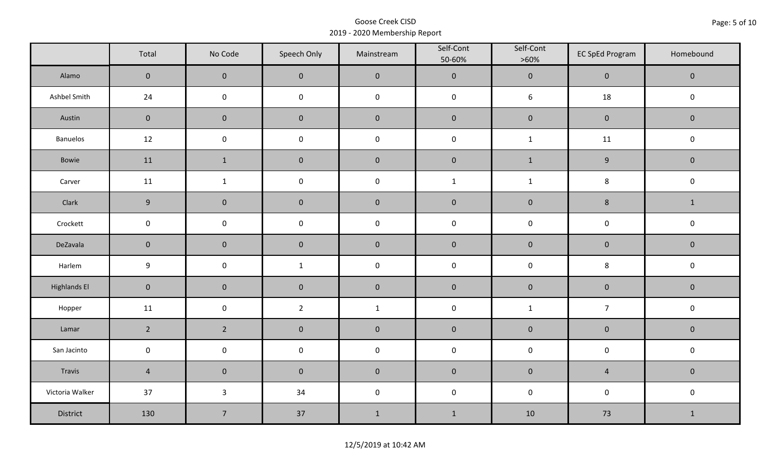Goose Creek CISD
2019 - 2020 Membership Report

| | Total | No Code | Speech Only | Mainstream | Self-Cont 50-60% | Self-Cont >60% | EC SpEd Program | Homebound |
|---|---|---|---|---|---|---|---|---|
| Alamo | 0 | 0 | 0 | 0 | 0 | 0 | 0 | 0 |
| Ashbel Smith | 24 | 0 | 0 | 0 | 0 | 6 | 18 | 0 |
| Austin | 0 | 0 | 0 | 0 | 0 | 0 | 0 | 0 |
| Banuelos | 12 | 0 | 0 | 0 | 0 | 1 | 11 | 0 |
| Bowie | 11 | 1 | 0 | 0 | 0 | 1 | 9 | 0 |
| Carver | 11 | 1 | 0 | 0 | 1 | 1 | 8 | 0 |
| Clark | 9 | 0 | 0 | 0 | 0 | 0 | 8 | 1 |
| Crockett | 0 | 0 | 0 | 0 | 0 | 0 | 0 | 0 |
| DeZavala | 0 | 0 | 0 | 0 | 0 | 0 | 0 | 0 |
| Harlem | 9 | 0 | 1 | 0 | 0 | 0 | 8 | 0 |
| Highlands El | 0 | 0 | 0 | 0 | 0 | 0 | 0 | 0 |
| Hopper | 11 | 0 | 2 | 1 | 0 | 1 | 7 | 0 |
| Lamar | 2 | 2 | 0 | 0 | 0 | 0 | 0 | 0 |
| San Jacinto | 0 | 0 | 0 | 0 | 0 | 0 | 0 | 0 |
| Travis | 4 | 0 | 0 | 0 | 0 | 0 | 4 | 0 |
| Victoria Walker | 37 | 3 | 34 | 0 | 0 | 0 | 0 | 0 |
| District | 130 | 7 | 37 | 1 | 1 | 10 | 73 | 1 |

12/5/2019 at 10:42 AM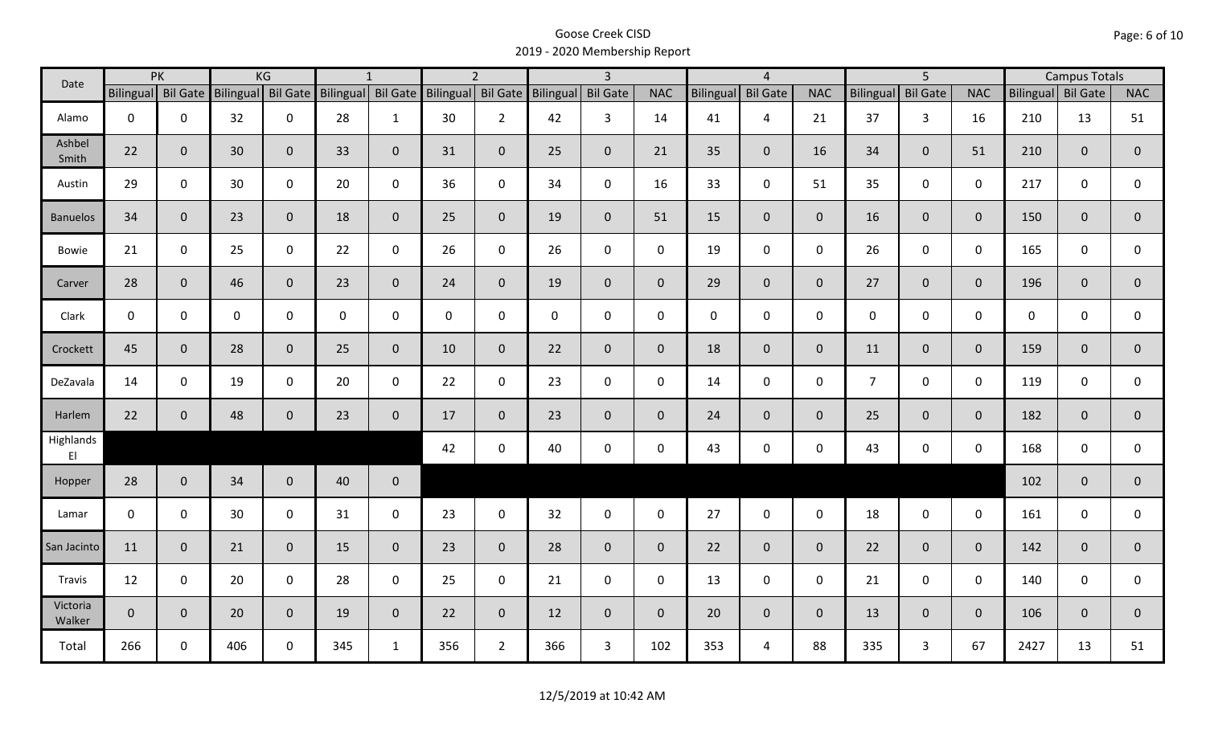# Goose Creek CISD

## 2019 - 2020 Membership Report

| Date | PK | | KG | | 1 | | 2 | | 3 | | | 4 | | | 5 | | | Campus Totals | | |
|---|---|---|---|---|---|---|---|---|---|---|---|---|---|---|---|---|---|---|---|---|
| | Bilingual | Bil Gate | Bilingual | Bil Gate | Bilingual | Bil Gate | Bilingual | Bil Gate | Bilingual | Bil Gate | NAC | Bilingual | Bil Gate | NAC | Bilingual | Bil Gate | NAC | Bilingual | Bil Gate | NAC |
| Alamo | 0 | 0 | 32 | 0 | 28 | 1 | 30 | 2 | 42 | 3 | 14 | 41 | 4 | 21 | 37 | 3 | 16 | 210 | 13 | 51 |
| Ashbel Smith | 22 | 0 | 30 | 0 | 33 | 0 | 31 | 0 | 25 | 0 | 21 | 35 | 0 | 16 | 34 | 0 | 51 | 210 | 0 | 0 |
| Austin | 29 | 0 | 30 | 0 | 20 | 0 | 36 | 0 | 34 | 0 | 16 | 33 | 0 | 51 | 35 | 0 | 0 | 217 | 0 | 0 |
| Banuelos | 34 | 0 | 23 | 0 | 18 | 0 | 25 | 0 | 19 | 0 | 51 | 15 | 0 | 0 | 16 | 0 | 0 | 150 | 0 | 0 |
| Bowie | 21 | 0 | 25 | 0 | 22 | 0 | 26 | 0 | 26 | 0 | 0 | 19 | 0 | 0 | 26 | 0 | 0 | 165 | 0 | 0 |
| Carver | 28 | 0 | 46 | 0 | 23 | 0 | 24 | 0 | 19 | 0 | 0 | 29 | 0 | 0 | 27 | 0 | 0 | 196 | 0 | 0 |
| Clark | 0 | 0 | 0 | 0 | 0 | 0 | 0 | 0 | 0 | 0 | 0 | 0 | 0 | 0 | 0 | 0 | 0 | 0 | 0 | 0 |
| Crockett | 45 | 0 | 28 | 0 | 25 | 0 | 10 | 0 | 22 | 0 | 0 | 18 | 0 | 0 | 11 | 0 | 0 | 159 | 0 | 0 |
| DeZavala | 14 | 0 | 19 | 0 | 20 | 0 | 22 | 0 | 23 | 0 | 0 | 14 | 0 | 0 | 7 | 0 | 0 | 119 | 0 | 0 |
| Harlem | 22 | 0 | 48 | 0 | 23 | 0 | 17 | 0 | 23 | 0 | 0 | 24 | 0 | 0 | 25 | 0 | 0 | 182 | 0 | 0 |
| Highlands El | | | | | | | 42 | 0 | 40 | 0 | 0 | 43 | 0 | 0 | 43 | 0 | 0 | 168 | 0 | 0 |
| Hopper | 28 | 0 | 34 | 0 | 40 | 0 | | | | | | | | | | | | 102 | 0 | 0 |
| Lamar | 0 | 0 | 30 | 0 | 31 | 0 | 23 | 0 | 32 | 0 | 0 | 27 | 0 | 0 | 18 | 0 | 0 | 161 | 0 | 0 |
| San Jacinto | 11 | 0 | 21 | 0 | 15 | 0 | 23 | 0 | 28 | 0 | 0 | 22 | 0 | 0 | 22 | 0 | 0 | 142 | 0 | 0 |
| Travis | 12 | 0 | 20 | 0 | 28 | 0 | 25 | 0 | 21 | 0 | 0 | 13 | 0 | 0 | 21 | 0 | 0 | 140 | 0 | 0 |
| Victoria Walker | 0 | 0 | 20 | 0 | 19 | 0 | 22 | 0 | 12 | 0 | 0 | 20 | 0 | 0 | 13 | 0 | 0 | 106 | 0 | 0 |
| Total | 266 | 0 | 406 | 0 | 345 | 1 | 356 | 2 | 366 | 3 | 102 | 353 | 4 | 88 | 335 | 3 | 67 | 2427 | 13 | 51 |

12/5/2019 at 10:42 AM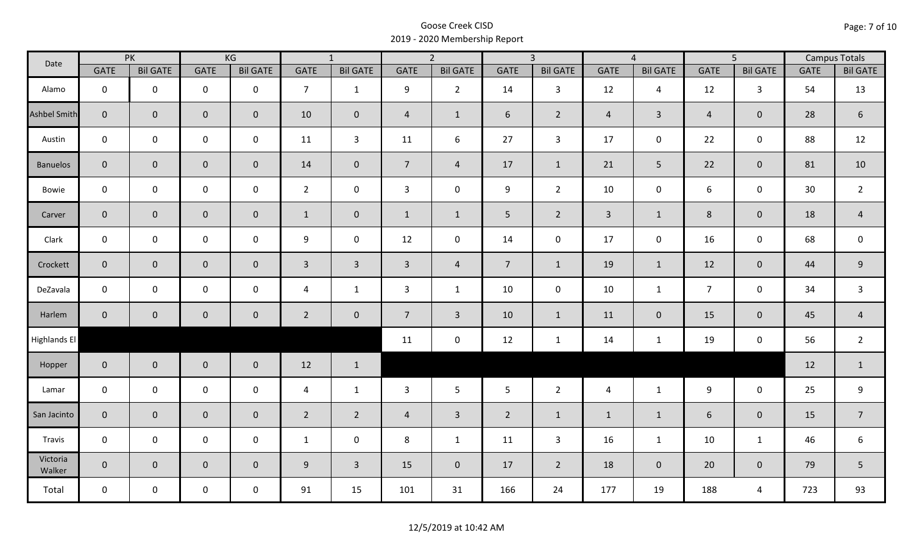# Goose Creek CISD
## 2019 - 2020 Membership Report

| Date | PK | | KG | | 1 | | 2 | | 3 | | 4 | | 5 | | Campus Totals | |
|---|---|---|---|---|---|---|---|---|---|---|---|---|---|---|---|---|
| | GATE | Bil GATE | GATE | Bil GATE | GATE | Bil GATE | GATE | Bil GATE | GATE | Bil GATE | GATE | Bil GATE | GATE | Bil GATE | GATE | Bil GATE |
| Alamo | 0 | 0 | 0 | 0 | 7 | 1 | 9 | 2 | 14 | 3 | 12 | 4 | 12 | 3 | 54 | 13 |
| Ashbel Smith | 0 | 0 | 0 | 0 | 10 | 0 | 4 | 1 | 6 | 2 | 4 | 3 | 4 | 0 | 28 | 6 |
| Austin | 0 | 0 | 0 | 0 | 11 | 3 | 11 | 6 | 27 | 3 | 17 | 0 | 22 | 0 | 88 | 12 |
| Banuelos | 0 | 0 | 0 | 0 | 14 | 0 | 7 | 4 | 17 | 1 | 21 | 5 | 22 | 0 | 81 | 10 |
| Bowie | 0 | 0 | 0 | 0 | 2 | 0 | 3 | 0 | 9 | 2 | 10 | 0 | 6 | 0 | 30 | 2 |
| Carver | 0 | 0 | 0 | 0 | 1 | 0 | 1 | 1 | 5 | 2 | 3 | 1 | 8 | 0 | 18 | 4 |
| Clark | 0 | 0 | 0 | 0 | 9 | 0 | 12 | 0 | 14 | 0 | 17 | 0 | 16 | 0 | 68 | 0 |
| Crockett | 0 | 0 | 0 | 0 | 3 | 3 | 3 | 4 | 7 | 1 | 19 | 1 | 12 | 0 | 44 | 9 |
| DeZavala | 0 | 0 | 0 | 0 | 4 | 1 | 3 | 1 | 10 | 0 | 10 | 1 | 7 | 0 | 34 | 3 |
| Harlem | 0 | 0 | 0 | 0 | 2 | 0 | 7 | 3 | 10 | 1 | 11 | 0 | 15 | 0 | 45 | 4 |
| Highlands El | | | | | | | 11 | 0 | 12 | 1 | 14 | 1 | 19 | 0 | 56 | 2 |
| Hopper | 0 | 0 | 0 | 0 | 12 | 1 | | | | | | | | | 12 | 1 |
| Lamar | 0 | 0 | 0 | 0 | 4 | 1 | 3 | 5 | 5 | 2 | 4 | 1 | 9 | 0 | 25 | 9 |
| San Jacinto | 0 | 0 | 0 | 0 | 2 | 2 | 4 | 3 | 2 | 1 | 1 | 1 | 6 | 0 | 15 | 7 |
| Travis | 0 | 0 | 0 | 0 | 1 | 0 | 8 | 1 | 11 | 3 | 16 | 1 | 10 | 1 | 46 | 6 |
| Victoria Walker | 0 | 0 | 0 | 0 | 9 | 3 | 15 | 0 | 17 | 2 | 18 | 0 | 20 | 0 | 79 | 5 |
| Total | 0 | 0 | 0 | 0 | 91 | 15 | 101 | 31 | 166 | 24 | 177 | 19 | 188 | 4 | 723 | 93 |

12/5/2019 at 10:42 AM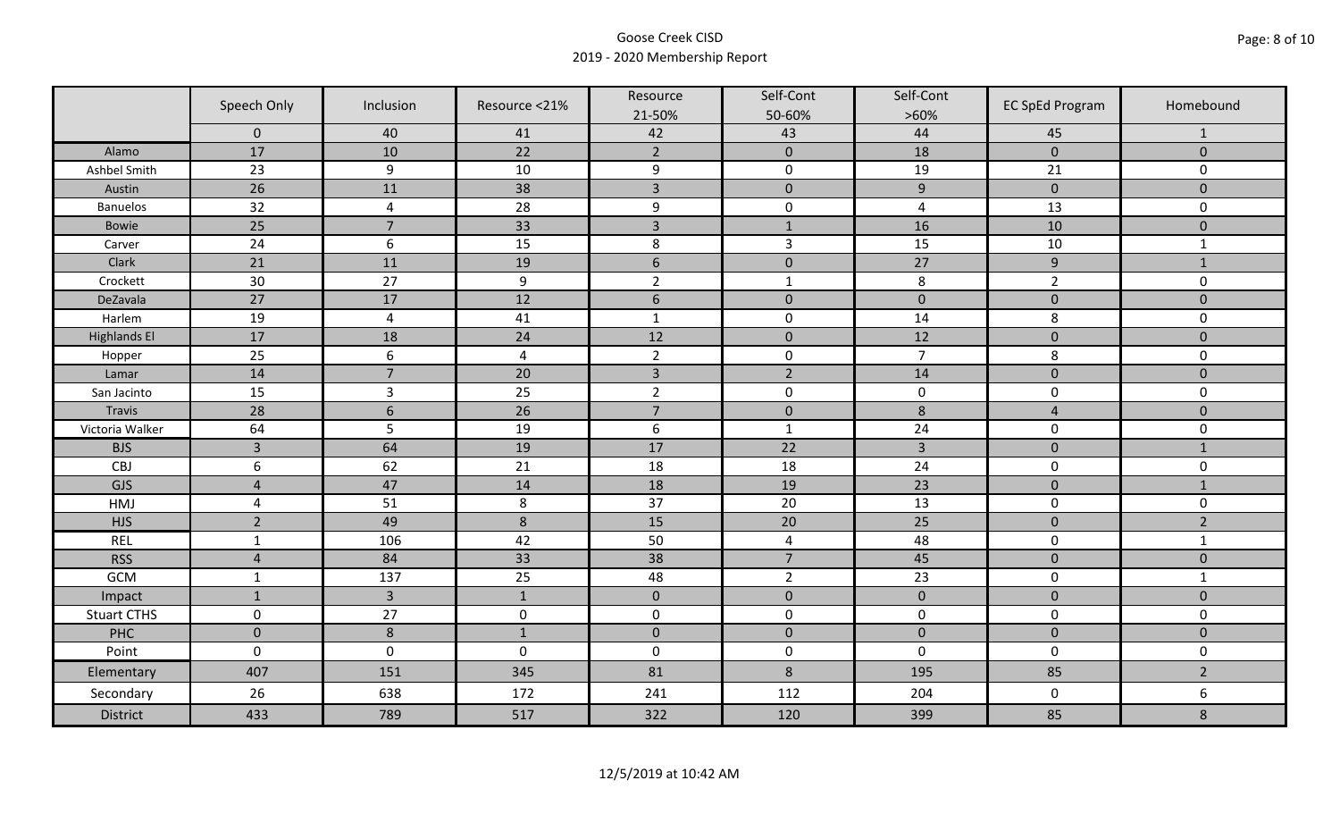# Goose Creek CISD
## 2019 - 2020 Membership Report

| | Speech Only | Inclusion | Resource <21% | Resource 21-50% | Self-Cont 50-60% | Self-Cont >60% | EC SpEd Program | Homebound |
|---|---|---|---|---|---|---|---|---|
| | 0 | 40 | 41 | 42 | 43 | 44 | 45 | 1 |
| Alamo | 17 | 10 | 22 | 2 | 0 | 18 | 0 | 0 |
| Ashbel Smith | 23 | 9 | 10 | 9 | 0 | 19 | 21 | 0 |
| Austin | 26 | 11 | 38 | 3 | 0 | 9 | 0 | 0 |
| Banuelos | 32 | 4 | 28 | 9 | 0 | 4 | 13 | 0 |
| Bowie | 25 | 7 | 33 | 3 | 1 | 16 | 10 | 0 |
| Carver | 24 | 6 | 15 | 8 | 3 | 15 | 10 | 1 |
| Clark | 21 | 11 | 19 | 6 | 0 | 27 | 9 | 1 |
| Crockett | 30 | 27 | 9 | 2 | 1 | 8 | 2 | 0 |
| DeZavala | 27 | 17 | 12 | 6 | 0 | 0 | 0 | 0 |
| Harlem | 19 | 4 | 41 | 1 | 0 | 14 | 8 | 0 |
| Highlands El | 17 | 18 | 24 | 12 | 0 | 12 | 0 | 0 |
| Hopper | 25 | 6 | 4 | 2 | 0 | 7 | 8 | 0 |
| Lamar | 14 | 7 | 20 | 3 | 2 | 14 | 0 | 0 |
| San Jacinto | 15 | 3 | 25 | 2 | 0 | 0 | 0 | 0 |
| Travis | 28 | 6 | 26 | 7 | 0 | 8 | 4 | 0 |
| Victoria Walker | 64 | 5 | 19 | 6 | 1 | 24 | 0 | 0 |
| BJS | 3 | 64 | 19 | 17 | 22 | 3 | 0 | 1 |
| CBJ | 6 | 62 | 21 | 18 | 18 | 24 | 0 | 0 |
| GJS | 4 | 47 | 14 | 18 | 19 | 23 | 0 | 1 |
| HMJ | 4 | 51 | 8 | 37 | 20 | 13 | 0 | 0 |
| HJS | 2 | 49 | 8 | 15 | 20 | 25 | 0 | 2 |
| REL | 1 | 106 | 42 | 50 | 4 | 48 | 0 | 1 |
| RSS | 4 | 84 | 33 | 38 | 7 | 45 | 0 | 0 |
| GCM | 1 | 137 | 25 | 48 | 2 | 23 | 0 | 1 |
| Impact | 1 | 3 | 1 | 0 | 0 | 0 | 0 | 0 |
| Stuart CTHS | 0 | 27 | 0 | 0 | 0 | 0 | 0 | 0 |
| PHC | 0 | 8 | 1 | 0 | 0 | 0 | 0 | 0 |
| Point | 0 | 0 | 0 | 0 | 0 | 0 | 0 | 0 |
| Elementary | 407 | 151 | 345 | 81 | 8 | 195 | 85 | 2 |
| Secondary | 26 | 638 | 172 | 241 | 112 | 204 | 0 | 6 |
| District | 433 | 789 | 517 | 322 | 120 | 399 | 85 | 8 |

12/5/2019 at 10:42 AM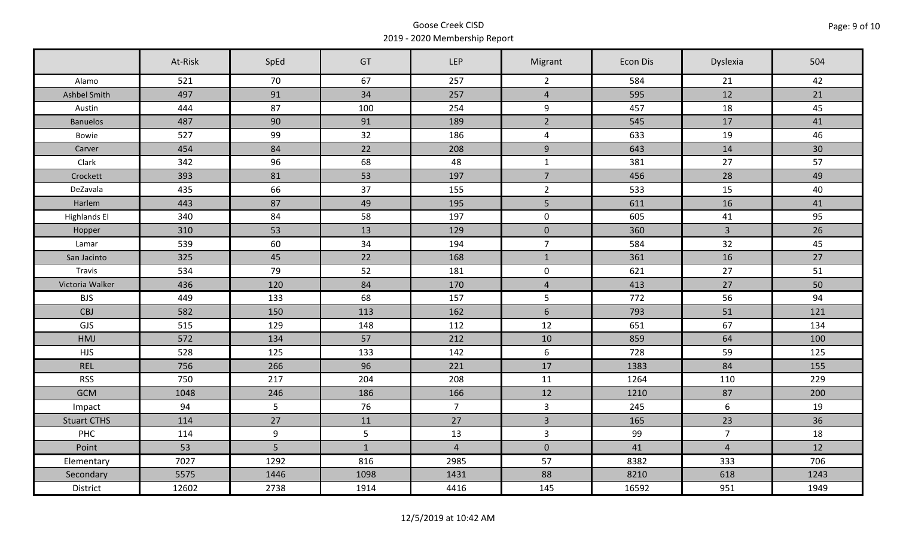# Goose Creek CISD

## 2019 - 2020 Membership Report

| | At-Risk | SpEd | GT | LEP | Migrant | Econ Dis | Dyslexia | 504 |
|---|---|---|---|---|---|---|---|---|
| Alamo | 521 | 70 | 67 | 257 | 2 | 584 | 21 | 42 |
| Ashbel Smith | 497 | 91 | 34 | 257 | 4 | 595 | 12 | 21 |
| Austin | 444 | 87 | 100 | 254 | 9 | 457 | 18 | 45 |
| Banuelos | 487 | 90 | 91 | 189 | 2 | 545 | 17 | 41 |
| Bowie | 527 | 99 | 32 | 186 | 4 | 633 | 19 | 46 |
| Carver | 454 | 84 | 22 | 208 | 9 | 643 | 14 | 30 |
| Clark | 342 | 96 | 68 | 48 | 1 | 381 | 27 | 57 |
| Crockett | 393 | 81 | 53 | 197 | 7 | 456 | 28 | 49 |
| DeZavala | 435 | 66 | 37 | 155 | 2 | 533 | 15 | 40 |
| Harlem | 443 | 87 | 49 | 195 | 5 | 611 | 16 | 41 |
| Highlands El | 340 | 84 | 58 | 197 | 0 | 605 | 41 | 95 |
| Hopper | 310 | 53 | 13 | 129 | 0 | 360 | 3 | 26 |
| Lamar | 539 | 60 | 34 | 194 | 7 | 584 | 32 | 45 |
| San Jacinto | 325 | 45 | 22 | 168 | 1 | 361 | 16 | 27 |
| Travis | 534 | 79 | 52 | 181 | 0 | 621 | 27 | 51 |
| Victoria Walker | 436 | 120 | 84 | 170 | 4 | 413 | 27 | 50 |
| BJS | 449 | 133 | 68 | 157 | 5 | 772 | 56 | 94 |
| CBJ | 582 | 150 | 113 | 162 | 6 | 793 | 51 | 121 |
| GJS | 515 | 129 | 148 | 112 | 12 | 651 | 67 | 134 |
| HMJ | 572 | 134 | 57 | 212 | 10 | 859 | 64 | 100 |
| HJS | 528 | 125 | 133 | 142 | 6 | 728 | 59 | 125 |
| REL | 756 | 266 | 96 | 221 | 17 | 1383 | 84 | 155 |
| RSS | 750 | 217 | 204 | 208 | 11 | 1264 | 110 | 229 |
| GCM | 1048 | 246 | 186 | 166 | 12 | 1210 | 87 | 200 |
| Impact | 94 | 5 | 76 | 7 | 3 | 245 | 6 | 19 |
| Stuart CTHS | 114 | 27 | 11 | 27 | 3 | 165 | 23 | 36 |
| PHC | 114 | 9 | 5 | 13 | 3 | 99 | 7 | 18 |
| Point | 53 | 5 | 1 | 4 | 0 | 41 | 4 | 12 |
| Elementary | 7027 | 1292 | 816 | 2985 | 57 | 8382 | 333 | 706 |
| Secondary | 5575 | 1446 | 1098 | 1431 | 88 | 8210 | 618 | 1243 |
| District | 12602 | 2738 | 1914 | 4416 | 145 | 16592 | 951 | 1949 |

12/5/2019 at 10:42 AM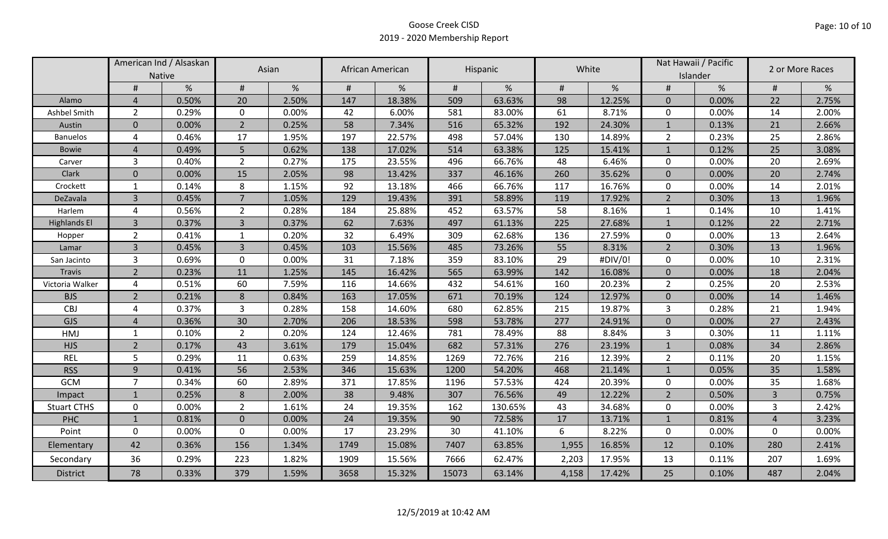# Goose Creek CISD

## 2019 - 2020 Membership Report

| | American Ind / Alsaskan Native | | Asian | | African American | | Hispanic | | White | | Nat Hawaii / Pacific Islander | | 2 or More Races | |
|---|---|---|---|---|---|---|---|---|---|---|---|---|---|---|
| | # | % | # | % | # | % | # | % | # | % | # | % | # | % |
| Alamo | 4 | 0.50% | 20 | 2.50% | 147 | 18.38% | 509 | 63.63% | 98 | 12.25% | 0 | 0.00% | 22 | 2.75% |
| Ashbel Smith | 2 | 0.29% | 0 | 0.00% | 42 | 6.00% | 581 | 83.00% | 61 | 8.71% | 0 | 0.00% | 14 | 2.00% |
| Austin | 0 | 0.00% | 2 | 0.25% | 58 | 7.34% | 516 | 65.32% | 192 | 24.30% | 1 | 0.13% | 21 | 2.66% |
| Banuelos | 4 | 0.46% | 17 | 1.95% | 197 | 22.57% | 498 | 57.04% | 130 | 14.89% | 2 | 0.23% | 25 | 2.86% |
| Bowie | 4 | 0.49% | 5 | 0.62% | 138 | 17.02% | 514 | 63.38% | 125 | 15.41% | 1 | 0.12% | 25 | 3.08% |
| Carver | 3 | 0.40% | 2 | 0.27% | 175 | 23.55% | 496 | 66.76% | 48 | 6.46% | 0 | 0.00% | 20 | 2.69% |
| Clark | 0 | 0.00% | 15 | 2.05% | 98 | 13.42% | 337 | 46.16% | 260 | 35.62% | 0 | 0.00% | 20 | 2.74% |
| Crockett | 1 | 0.14% | 8 | 1.15% | 92 | 13.18% | 466 | 66.76% | 117 | 16.76% | 0 | 0.00% | 14 | 2.01% |
| DeZavala | 3 | 0.45% | 7 | 1.05% | 129 | 19.43% | 391 | 58.89% | 119 | 17.92% | 2 | 0.30% | 13 | 1.96% |
| Harlem | 4 | 0.56% | 2 | 0.28% | 184 | 25.88% | 452 | 63.57% | 58 | 8.16% | 1 | 0.14% | 10 | 1.41% |
| Highlands El | 3 | 0.37% | 3 | 0.37% | 62 | 7.63% | 497 | 61.13% | 225 | 27.68% | 1 | 0.12% | 22 | 2.71% |
| Hopper | 2 | 0.41% | 1 | 0.20% | 32 | 6.49% | 309 | 62.68% | 136 | 27.59% | 0 | 0.00% | 13 | 2.64% |
| Lamar | 3 | 0.45% | 3 | 0.45% | 103 | 15.56% | 485 | 73.26% | 55 | 8.31% | 2 | 0.30% | 13 | 1.96% |
| San Jacinto | 3 | 0.69% | 0 | 0.00% | 31 | 7.18% | 359 | 83.10% | 29 | #DIV/0! | 0 | 0.00% | 10 | 2.31% |
| Travis | 2 | 0.23% | 11 | 1.25% | 145 | 16.42% | 565 | 63.99% | 142 | 16.08% | 0 | 0.00% | 18 | 2.04% |
| Victoria Walker | 4 | 0.51% | 60 | 7.59% | 116 | 14.66% | 432 | 54.61% | 160 | 20.23% | 2 | 0.25% | 20 | 2.53% |
| BJS | 2 | 0.21% | 8 | 0.84% | 163 | 17.05% | 671 | 70.19% | 124 | 12.97% | 0 | 0.00% | 14 | 1.46% |
| CBJ | 4 | 0.37% | 3 | 0.28% | 158 | 14.60% | 680 | 62.85% | 215 | 19.87% | 3 | 0.28% | 21 | 1.94% |
| GJS | 4 | 0.36% | 30 | 2.70% | 206 | 18.53% | 598 | 53.78% | 277 | 24.91% | 0 | 0.00% | 27 | 2.43% |
| HMJ | 1 | 0.10% | 2 | 0.20% | 124 | 12.46% | 781 | 78.49% | 88 | 8.84% | 3 | 0.30% | 11 | 1.11% |
| HJS | 2 | 0.17% | 43 | 3.61% | 179 | 15.04% | 682 | 57.31% | 276 | 23.19% | 1 | 0.08% | 34 | 2.86% |
| REL | 5 | 0.29% | 11 | 0.63% | 259 | 14.85% | 1269 | 72.76% | 216 | 12.39% | 2 | 0.11% | 20 | 1.15% |
| RSS | 9 | 0.41% | 56 | 2.53% | 346 | 15.63% | 1200 | 54.20% | 468 | 21.14% | 1 | 0.05% | 35 | 1.58% |
| GCM | 7 | 0.34% | 60 | 2.89% | 371 | 17.85% | 1196 | 57.53% | 424 | 20.39% | 0 | 0.00% | 35 | 1.68% |
| Impact | 1 | 0.25% | 8 | 2.00% | 38 | 9.48% | 307 | 76.56% | 49 | 12.22% | 2 | 0.50% | 3 | 0.75% |
| Stuart CTHS | 0 | 0.00% | 2 | 1.61% | 24 | 19.35% | 162 | 130.65% | 43 | 34.68% | 0 | 0.00% | 3 | 2.42% |
| PHC | 1 | 0.81% | 0 | 0.00% | 24 | 19.35% | 90 | 72.58% | 17 | 13.71% | 1 | 0.81% | 4 | 3.23% |
| Point | 0 | 0.00% | 0 | 0.00% | 17 | 23.29% | 30 | 41.10% | 6 | 8.22% | 0 | 0.00% | 0 | 0.00% |
| Elementary | 42 | 0.36% | 156 | 1.34% | 1749 | 15.08% | 7407 | 63.85% | 1,955 | 16.85% | 12 | 0.10% | 280 | 2.41% |
| Secondary | 36 | 0.29% | 223 | 1.82% | 1909 | 15.56% | 7666 | 62.47% | 2,203 | 17.95% | 13 | 0.11% | 207 | 1.69% |
| District | 78 | 0.33% | 379 | 1.59% | 3658 | 15.32% | 15073 | 63.14% | 4,158 | 17.42% | 25 | 0.10% | 487 | 2.04% |

12/5/2019 at 10:42 AM